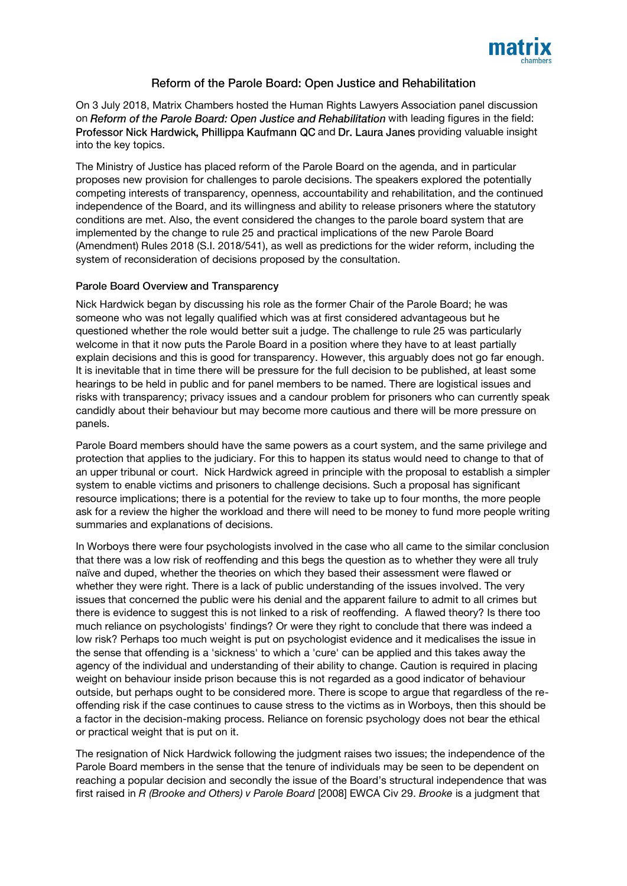## Reform of the Parole Board: Open Justice and Rehabilitation

On 3 July 2018, Matrix Chambers hosted the Human Rights Lawyers Association panel discussion on *Reform of the Parole Board: Open Justice and Rehabilitation* with leading figures in the field: **Professor Nick Hardwick, Phillippa Kaufmann QC** and **Dr. Laura Janes** providing valuable insight into the key topics.

The Ministry of Justice has placed reform of the Parole Board on the agenda, and in particular proposes new provision for challenges to parole decisions. The speakers explored the potentially competing interests of transparency, openness, accountability and rehabilitation, and the continued independence of the Board, and its willingness and ability to release prisoners where the statutory conditions are met. Also, the event considered the changes to the parole board system that are implemented by the change to rule 25 and practical implications of the new Parole Board (Amendment) Rules 2018 (S.I. 2018/541), as well as predictions for the wider reform, including the system of reconsideration of decisions proposed by the consultation.

### Parole Board Overview and Transparency

Nick Hardwick began by discussing his role as the former Chair of the Parole Board; he was someone who was not legally qualified which was at first considered advantageous but he questioned whether the role would better suit a judge. The challenge to rule 25 was particularly welcome in that it now puts the Parole Board in a position where they have to at least partially explain decisions and this is good for transparency. However, this arguably does not go far enough. It is inevitable that in time there will be pressure for the full decision to be published, at least some hearings to be held in public and for panel members to be named. There are logistical issues and risks with transparency; privacy issues and a candour problem for prisoners who can currently speak candidly about their behaviour but may become more cautious and there will be more pressure on panels.

Parole Board members should have the same powers as a court system, and the same privilege and protection that applies to the judiciary. For this to happen its status would need to change to that of an upper tribunal or court. Nick Hardwick agreed in principle with the proposal to establish a simpler system to enable victims and prisoners to challenge decisions. Such a proposal has significant resource implications; there is a potential for the review to take up to four months, the more people ask for a review the higher the workload and there will need to be money to fund more people writing summaries and explanations of decisions.

In Worboys there were four psychologists involved in the case who all came to the similar conclusion that there was a low risk of reoffending and this begs the question as to whether they were all truly naïve and duped, whether the theories on which they based their assessment were flawed or whether they were right. There is a lack of public understanding of the issues involved. The very issues that concerned the public were his denial and the apparent failure to admit to all crimes but there is evidence to suggest this is not linked to a risk of reoffending. A flawed theory? Is there too much reliance on psychologists' findings? Or were they right to conclude that there was indeed a low risk? Perhaps too much weight is put on psychologist evidence and it medicalises the issue in the sense that offending is a 'sickness' to which a 'cure' can be applied and this takes away the agency of the individual and understanding of their ability to change. Caution is required in placing weight on behaviour inside prison because this is not regarded as a good indicator of behaviour outside, but perhaps ought to be considered more. There is scope to argue that regardless of the re-offending risk if the case continues to cause stress to the victims as in Worboys, then this should be a factor in the decision-making process. Reliance on forensic psychology does not bear the ethical or practical weight that is put on it.

The resignation of Nick Hardwick following the judgment raises two issues; the independence of the Parole Board members in the sense that the tenure of individuals may be seen to be dependent on reaching a popular decision and secondly the issue of the Board's structural independence that was first raised in *R (Brooke and Others) v Parole Board* [2008] EWCA Civ 29. *Brooke* is a judgment that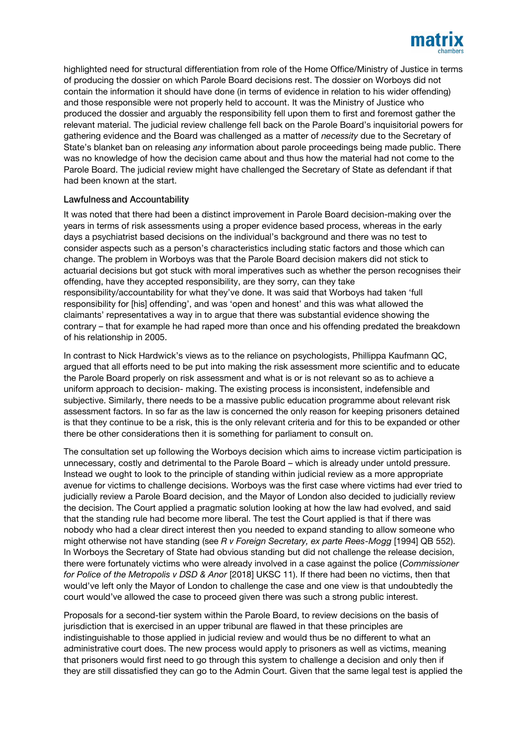highlighted need for structural differentiation from role of the Home Office/Ministry of Justice in terms of producing the dossier on which Parole Board decisions rest. The dossier on Worboys did not contain the information it should have done (in terms of evidence in relation to his wider offending) and those responsible were not properly held to account. It was the Ministry of Justice who produced the dossier and arguably the responsibility fell upon them to first and foremost gather the relevant material. The judicial review challenge fell back on the Parole Board's inquisitorial powers for gathering evidence and the Board was challenged as a matter of *necessity* due to the Secretary of State's blanket ban on releasing *any* information about parole proceedings being made public. There was no knowledge of how the decision came about and thus how the material had not come to the Parole Board. The judicial review might have challenged the Secretary of State as defendant if that had been known at the start.

### Lawfulness and Accountability

It was noted that there had been a distinct improvement in Parole Board decision-making over the years in terms of risk assessments using a proper evidence based process, whereas in the early days a psychiatrist based decisions on the individual's background and there was no test to consider aspects such as a person's characteristics including static factors and those which can change. The problem in Worboys was that the Parole Board decision makers did not stick to actuarial decisions but got stuck with moral imperatives such as whether the person recognises their offending, have they accepted responsibility, are they sorry, can they take responsibility/accountability for what they've done. It was said that Worboys had taken 'full responsibility for [his] offending', and was 'open and honest' and this was what allowed the claimants' representatives a way in to argue that there was substantial evidence showing the contrary – that for example he had raped more than once and his offending predated the breakdown of his relationship in 2005.

In contrast to Nick Hardwick's views as to the reliance on psychologists, Phillippa Kaufmann QC, argued that all efforts need to be put into making the risk assessment more scientific and to educate the Parole Board properly on risk assessment and what is or is not relevant so as to achieve a uniform approach to decision- making. The existing process is inconsistent, indefensible and subjective. Similarly, there needs to be a massive public education programme about relevant risk assessment factors. In so far as the law is concerned the only reason for keeping prisoners detained is that they continue to be a risk, this is the only relevant criteria and for this to be expanded or other there be other considerations then it is something for parliament to consult on.

The consultation set up following the Worboys decision which aims to increase victim participation is unnecessary, costly and detrimental to the Parole Board – which is already under untold pressure. Instead we ought to look to the principle of standing within judicial review as a more appropriate avenue for victims to challenge decisions. Worboys was the first case where victims had ever tried to judicially review a Parole Board decision, and the Mayor of London also decided to judicially review the decision. The Court applied a pragmatic solution looking at how the law had evolved, and said that the standing rule had become more liberal. The test the Court applied is that if there was nobody who had a clear direct interest then you needed to expand standing to allow someone who might otherwise not have standing (see *R v Foreign Secretary, ex parte Rees-Mogg* [1994] QB 552). In Worboys the Secretary of State had obvious standing but did not challenge the release decision, there were fortunately victims who were already involved in a case against the police (*Commissioner for Police of the Metropolis v DSD & Anor* [2018] UKSC 11). If there had been no victims, then that would've left only the Mayor of London to challenge the case and one view is that undoubtedly the court would've allowed the case to proceed given there was such a strong public interest.

Proposals for a second-tier system within the Parole Board, to review decisions on the basis of jurisdiction that is exercised in an upper tribunal are flawed in that these principles are indistinguishable to those applied in judicial review and would thus be no different to what an administrative court does. The new process would apply to prisoners as well as victims, meaning that prisoners would first need to go through this system to challenge a decision and only then if they are still dissatisfied they can go to the Admin Court. Given that the same legal test is applied the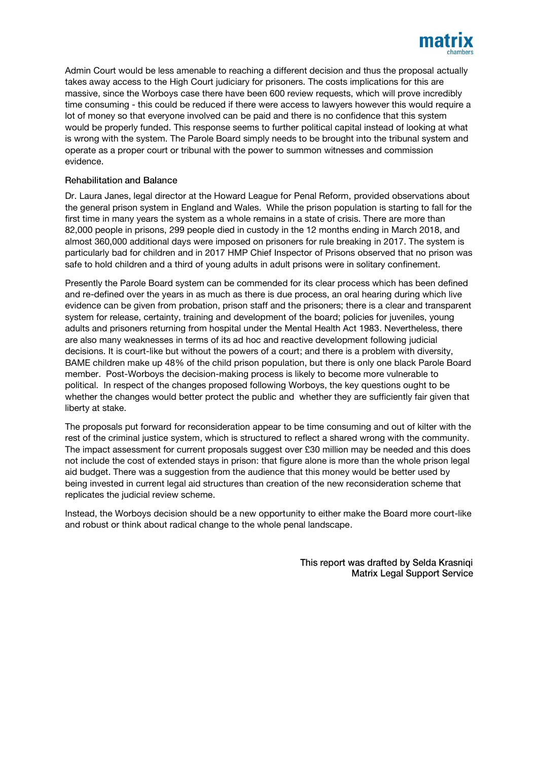Admin Court would be less amenable to reaching a different decision and thus the proposal actually takes away access to the High Court judiciary for prisoners. The costs implications for this are massive, since the Worboys case there have been 600 review requests, which will prove incredibly time consuming - this could be reduced if there were access to lawyers however this would require a lot of money so that everyone involved can be paid and there is no confidence that this system would be properly funded. This response seems to further political capital instead of looking at what is wrong with the system. The Parole Board simply needs to be brought into the tribunal system and operate as a proper court or tribunal with the power to summon witnesses and commission evidence.

### Rehabilitation and Balance

Dr. Laura Janes, legal director at the Howard League for Penal Reform, provided observations about the general prison system in England and Wales. While the prison population is starting to fall for the first time in many years the system as a whole remains in a state of crisis. There are more than 82,000 people in prisons, 299 people died in custody in the 12 months ending in March 2018, and almost 360,000 additional days were imposed on prisoners for rule breaking in 2017. The system is particularly bad for children and in 2017 HMP Chief Inspector of Prisons observed that no prison was safe to hold children and a third of young adults in adult prisons were in solitary confinement.

Presently the Parole Board system can be commended for its clear process which has been defined and re-defined over the years in as much as there is due process, an oral hearing during which live evidence can be given from probation, prison staff and the prisoners; there is a clear and transparent system for release, certainty, training and development of the board; policies for juveniles, young adults and prisoners returning from hospital under the Mental Health Act 1983. Nevertheless, there are also many weaknesses in terms of its ad hoc and reactive development following judicial decisions. It is court-like but without the powers of a court; and there is a problem with diversity, BAME children make up 48% of the child prison population, but there is only one black Parole Board member. Post-Worboys the decision-making process is likely to become more vulnerable to political. In respect of the changes proposed following Worboys, the key questions ought to be whether the changes would better protect the public and whether they are sufficiently fair given that liberty at stake.

The proposals put forward for reconsideration appear to be time consuming and out of kilter with the rest of the criminal justice system, which is structured to reflect a shared wrong with the community. The impact assessment for current proposals suggest over £30 million may be needed and this does not include the cost of extended stays in prison: that figure alone is more than the whole prison legal aid budget. There was a suggestion from the audience that this money would be better used by being invested in current legal aid structures than creation of the new reconsideration scheme that replicates the judicial review scheme.

Instead, the Worboys decision should be a new opportunity to either make the Board more court-like and robust or think about radical change to the whole penal landscape.

This report was drafted by Selda Krasniqi
Matrix Legal Support Service